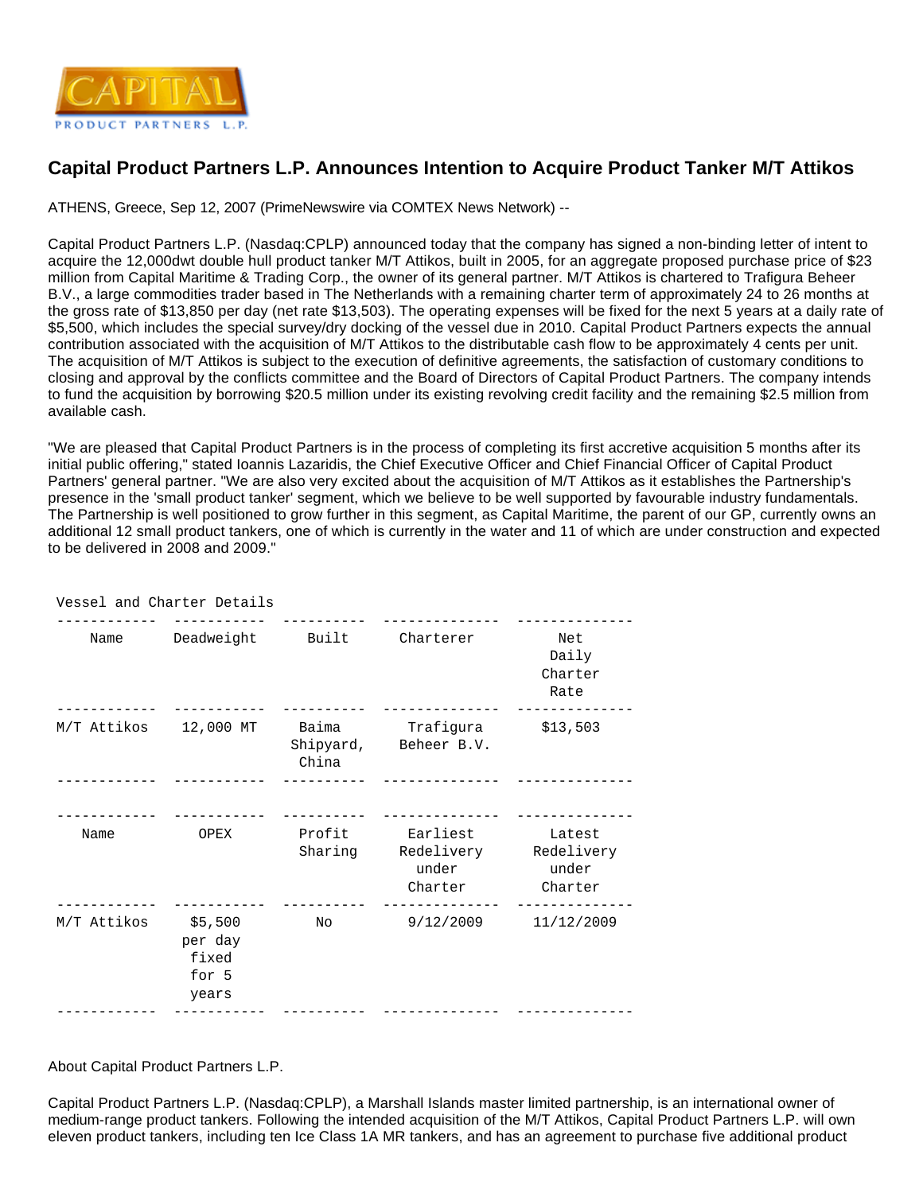CAPITAL

PRODUCT PARTNERS L.P.

# Capital Product Partners L.P. Announces Intention to Acquire Product Tanker M/T Attikos

ATHENS, Greece, Sep 12, 2007 (PrimeNewswire via COMTEX News Network) --

Capital Product Partners L.P. (Nasdaq:CPLP) announced today that the company has signed a non-binding letter of intent to acquire the 12,000dwt double hull product tanker M/T Attikos, built in 2005, for an aggregate proposed purchase price of $23 million from Capital Maritime & Trading Corp., the owner of its general partner. M/T Attikos is chartered to Trafigura Beheer B.V., a large commodities trader based in The Netherlands with a remaining charter term of approximately 24 to 26 months at the gross rate of $13,850 per day (net rate $13,503). The operating expenses will be fixed for the next 5 years at a daily rate of $5,500, which includes the special survey/dry docking of the vessel due in 2010. Capital Product Partners expects the annual contribution associated with the acquisition of M/T Attikos to the distributable cash flow to be approximately 4 cents per unit. The acquisition of M/T Attikos is subject to the execution of definitive agreements, the satisfaction of customary conditions to closing and approval by the conflicts committee and the Board of Directors of Capital Product Partners. The company intends to fund the acquisition by borrowing $20.5 million under its existing revolving credit facility and the remaining $2.5 million from available cash.

"We are pleased that Capital Product Partners is in the process of completing its first accretive acquisition 5 months after its initial public offering," stated Ioannis Lazaridis, the Chief Executive Officer and Chief Financial Officer of Capital Product Partners' general partner. "We are also very excited about the acquisition of M/T Attikos as it establishes the Partnership's presence in the 'small product tanker' segment, which we believe to be well supported by favourable industry fundamentals. The Partnership is well positioned to grow further in this segment, as Capital Maritime, the parent of our GP, currently owns an additional 12 small product tankers, one of which is currently in the water and 11 of which are under construction and expected to be delivered in 2008 and 2009."

Vessel and Charter Details

| Name | Deadweight | Built | Charterer | Net Daily Charter Rate |
|---|---|---|---|---|
| M/T Attikos | 12,000 MT | Baima Shipyard, China | Trafigura Beheer B.V. | $13,503 |

| Name | OPEX | Profit Sharing | Earliest Redelivery under Charter | Latest Redelivery under Charter |
|---|---|---|---|---|
| M/T Attikos | $5,500 per day fixed for 5 years | No | 9/12/2009 | 11/12/2009 |

About Capital Product Partners L.P.

Capital Product Partners L.P. (Nasdaq:CPLP), a Marshall Islands master limited partnership, is an international owner of medium-range product tankers. Following the intended acquisition of the M/T Attikos, Capital Product Partners L.P. will own eleven product tankers, including ten Ice Class 1A MR tankers, and has an agreement to purchase five additional product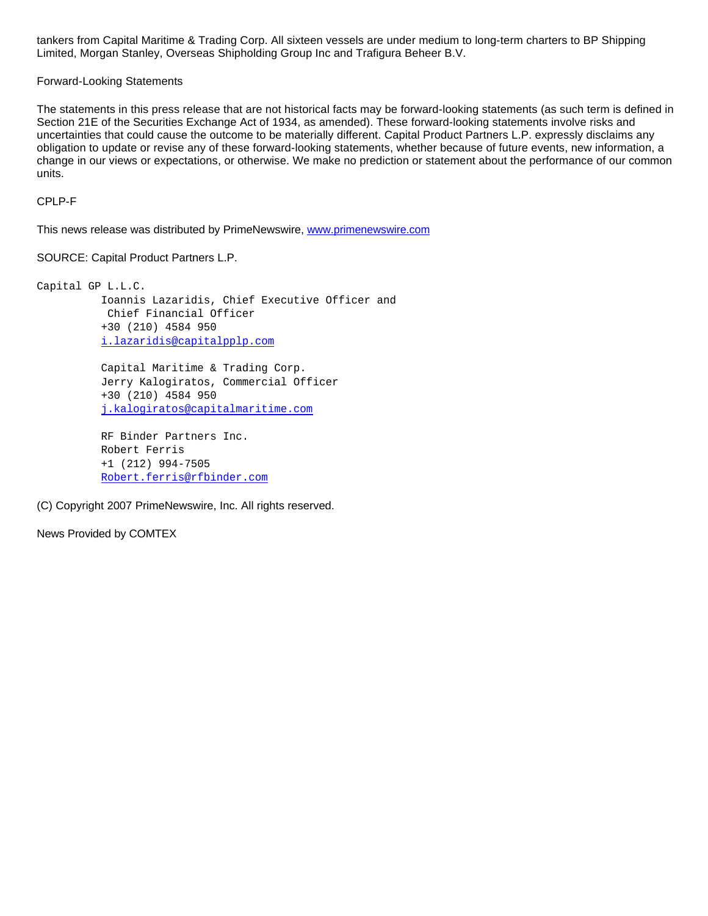tankers from Capital Maritime & Trading Corp. All sixteen vessels are under medium to long-term charters to BP Shipping Limited, Morgan Stanley, Overseas Shipholding Group Inc and Trafigura Beheer B.V.

Forward-Looking Statements

The statements in this press release that are not historical facts may be forward-looking statements (as such term is defined in Section 21E of the Securities Exchange Act of 1934, as amended). These forward-looking statements involve risks and uncertainties that could cause the outcome to be materially different. Capital Product Partners L.P. expressly disclaims any obligation to update or revise any of these forward-looking statements, whether because of future events, new information, a change in our views or expectations, or otherwise. We make no prediction or statement about the performance of our common units.

CPLP-F

This news release was distributed by PrimeNewswire, www.primenewswire.com

SOURCE: Capital Product Partners L.P.

```
Capital GP L.L.C.
          Ioannis Lazaridis, Chief Executive Officer and
           Chief Financial Officer
          +30 (210) 4584 950
          i.lazaridis@capitalpplp.com

          Capital Maritime & Trading Corp.
          Jerry Kalogiratos, Commercial Officer
          +30 (210) 4584 950
          j.kalogiratos@capitalmaritime.com

          RF Binder Partners Inc.
          Robert Ferris
          +1 (212) 994-7505
          Robert.ferris@rfbinder.com
```

(C) Copyright 2007 PrimeNewswire, Inc. All rights reserved.

News Provided by COMTEX